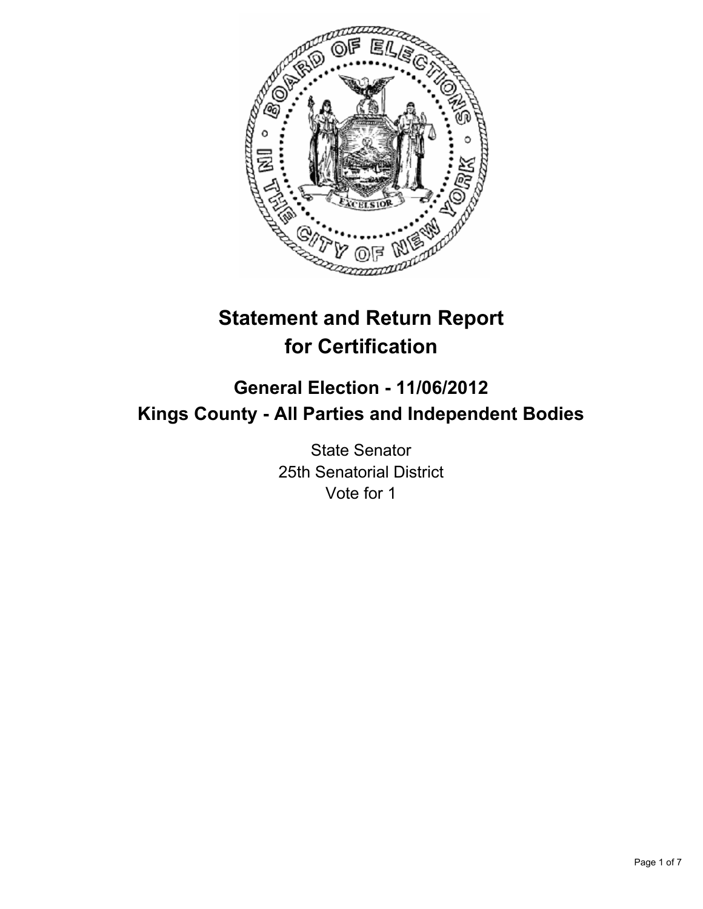# Statement and Return Report for Certification

## General Election - 11/06/2012
## Kings County - All Parties and Independent Bodies

State Senator
25th Senatorial District
Vote for 1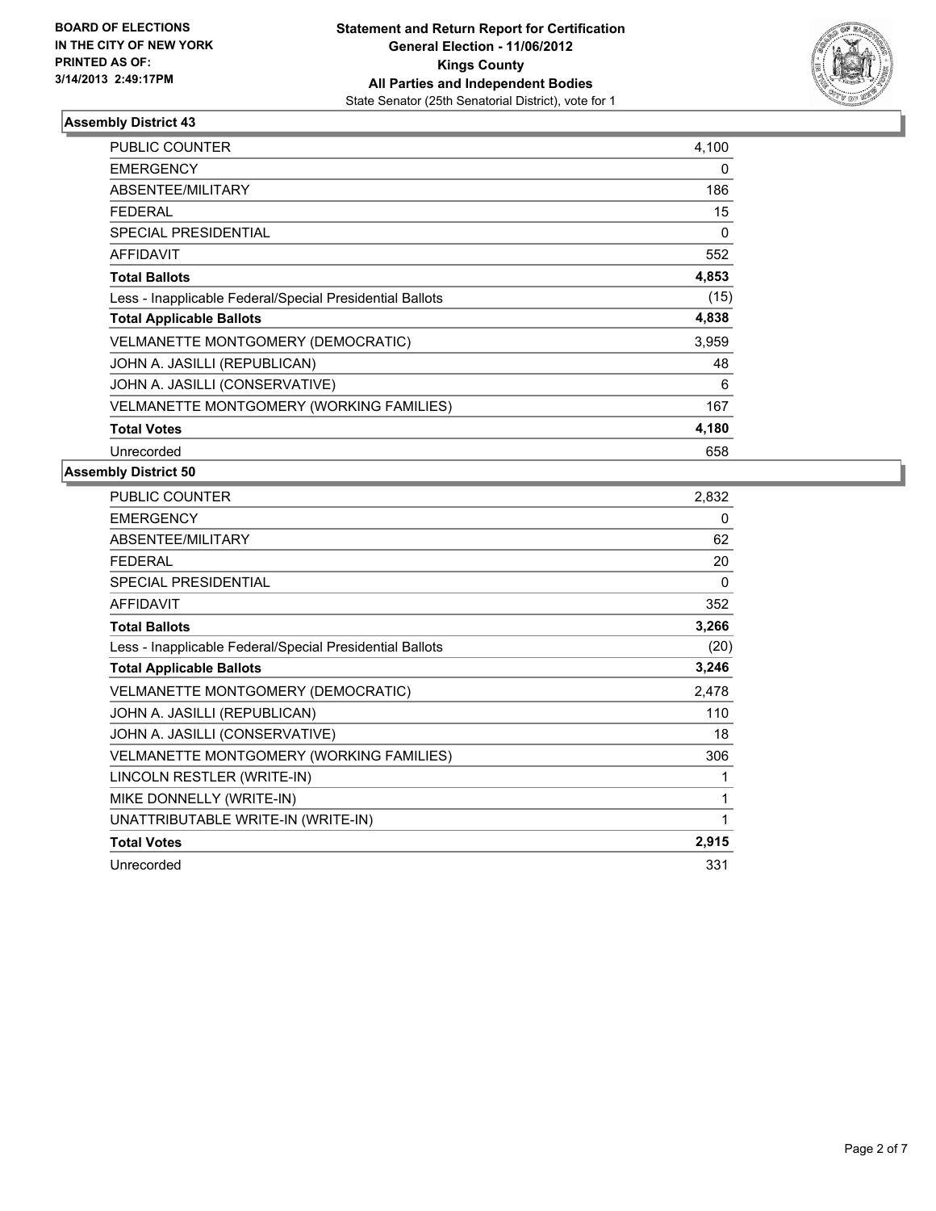BOARD OF ELECTIONS
IN THE CITY OF NEW YORK
PRINTED AS OF:
3/14/2013 2:49:17PM

**Statement and Return Report for Certification**
**General Election - 11/06/2012**
**Kings County**
**All Parties and Independent Bodies**
State Senator (25th Senatorial District), vote for 1

### Assembly District 43

| | |
|---|---|
| PUBLIC COUNTER | 4,100 |
| EMERGENCY | 0 |
| ABSENTEE/MILITARY | 186 |
| FEDERAL | 15 |
| SPECIAL PRESIDENTIAL | 0 |
| AFFIDAVIT | 552 |
| **Total Ballots** | **4,853** |
| Less - Inapplicable Federal/Special Presidential Ballots | (15) |
| **Total Applicable Ballots** | **4,838** |
| VELMANETTE MONTGOMERY (DEMOCRATIC) | 3,959 |
| JOHN A. JASILLI (REPUBLICAN) | 48 |
| JOHN A. JASILLI (CONSERVATIVE) | 6 |
| VELMANETTE MONTGOMERY (WORKING FAMILIES) | 167 |
| **Total Votes** | **4,180** |
| Unrecorded | 658 |

### Assembly District 50

| | |
|---|---|
| PUBLIC COUNTER | 2,832 |
| EMERGENCY | 0 |
| ABSENTEE/MILITARY | 62 |
| FEDERAL | 20 |
| SPECIAL PRESIDENTIAL | 0 |
| AFFIDAVIT | 352 |
| **Total Ballots** | **3,266** |
| Less - Inapplicable Federal/Special Presidential Ballots | (20) |
| **Total Applicable Ballots** | **3,246** |
| VELMANETTE MONTGOMERY (DEMOCRATIC) | 2,478 |
| JOHN A. JASILLI (REPUBLICAN) | 110 |
| JOHN A. JASILLI (CONSERVATIVE) | 18 |
| VELMANETTE MONTGOMERY (WORKING FAMILIES) | 306 |
| LINCOLN RESTLER (WRITE-IN) | 1 |
| MIKE DONNELLY (WRITE-IN) | 1 |
| UNATTRIBUTABLE WRITE-IN (WRITE-IN) | 1 |
| **Total Votes** | **2,915** |
| Unrecorded | 331 |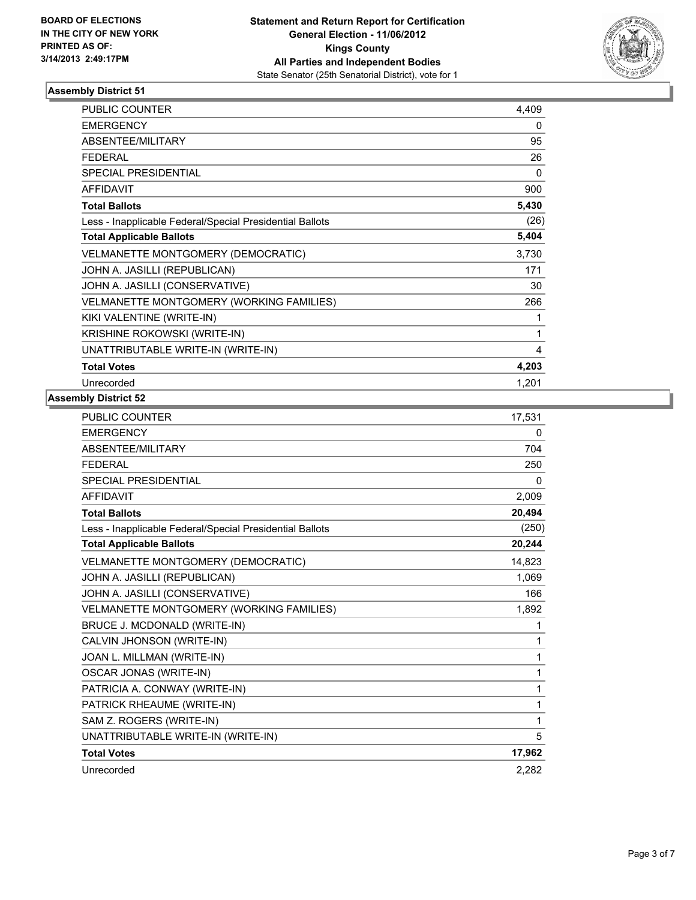**BOARD OF ELECTIONS IN THE CITY OF NEW YORK PRINTED AS OF: 3/14/2013 2:49:17PM**

**Statement and Return Report for Certification**
**General Election - 11/06/2012**
**Kings County**
**All Parties and Independent Bodies**
State Senator (25th Senatorial District), vote for 1

## Assembly District 51

| | |
|---|---|
| PUBLIC COUNTER | 4,409 |
| EMERGENCY | 0 |
| ABSENTEE/MILITARY | 95 |
| FEDERAL | 26 |
| SPECIAL PRESIDENTIAL | 0 |
| AFFIDAVIT | 900 |
| **Total Ballots** | **5,430** |
| Less - Inapplicable Federal/Special Presidential Ballots | (26) |
| **Total Applicable Ballots** | **5,404** |
| VELMANETTE MONTGOMERY (DEMOCRATIC) | 3,730 |
| JOHN A. JASILLI (REPUBLICAN) | 171 |
| JOHN A. JASILLI (CONSERVATIVE) | 30 |
| VELMANETTE MONTGOMERY (WORKING FAMILIES) | 266 |
| KIKI VALENTINE (WRITE-IN) | 1 |
| KRISHINE ROKOWSKI (WRITE-IN) | 1 |
| UNATTRIBUTABLE WRITE-IN (WRITE-IN) | 4 |
| **Total Votes** | **4,203** |
| Unrecorded | 1,201 |

## Assembly District 52

| | |
|---|---|
| PUBLIC COUNTER | 17,531 |
| EMERGENCY | 0 |
| ABSENTEE/MILITARY | 704 |
| FEDERAL | 250 |
| SPECIAL PRESIDENTIAL | 0 |
| AFFIDAVIT | 2,009 |
| **Total Ballots** | **20,494** |
| Less - Inapplicable Federal/Special Presidential Ballots | (250) |
| **Total Applicable Ballots** | **20,244** |
| VELMANETTE MONTGOMERY (DEMOCRATIC) | 14,823 |
| JOHN A. JASILLI (REPUBLICAN) | 1,069 |
| JOHN A. JASILLI (CONSERVATIVE) | 166 |
| VELMANETTE MONTGOMERY (WORKING FAMILIES) | 1,892 |
| BRUCE J. MCDONALD (WRITE-IN) | 1 |
| CALVIN JHONSON (WRITE-IN) | 1 |
| JOAN L. MILLMAN (WRITE-IN) | 1 |
| OSCAR JONAS (WRITE-IN) | 1 |
| PATRICIA A. CONWAY (WRITE-IN) | 1 |
| PATRICK RHEAUME (WRITE-IN) | 1 |
| SAM Z. ROGERS (WRITE-IN) | 1 |
| UNATTRIBUTABLE WRITE-IN (WRITE-IN) | 5 |
| **Total Votes** | **17,962** |
| Unrecorded | 2,282 |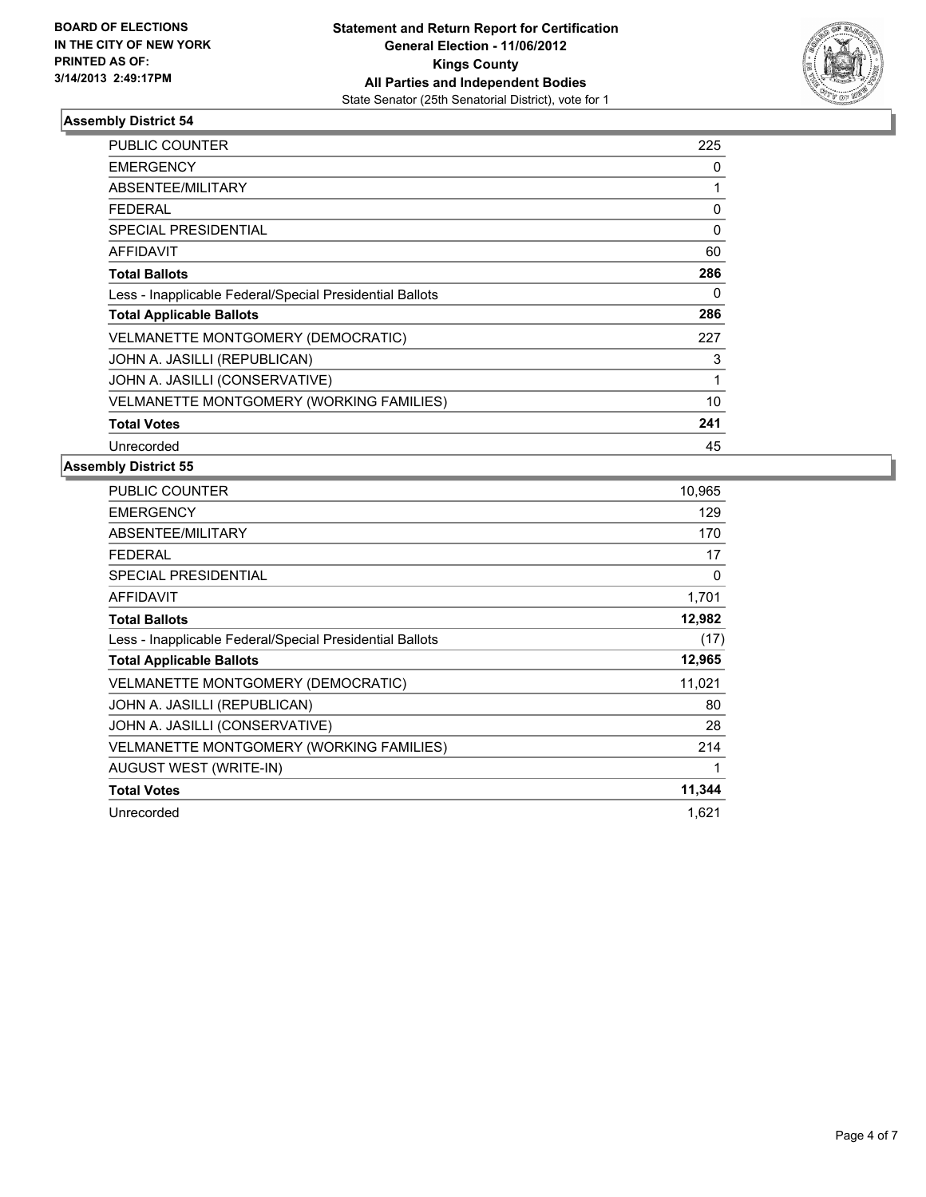BOARD OF ELECTIONS
IN THE CITY OF NEW YORK
PRINTED AS OF:
3/14/2013 2:49:17PM

**Statement and Return Report for Certification**
**General Election - 11/06/2012**
**Kings County**
**All Parties and Independent Bodies**
State Senator (25th Senatorial District), vote for 1

### Assembly District 54

| | |
|---|---|
| PUBLIC COUNTER | 225 |
| EMERGENCY | 0 |
| ABSENTEE/MILITARY | 1 |
| FEDERAL | 0 |
| SPECIAL PRESIDENTIAL | 0 |
| AFFIDAVIT | 60 |
| **Total Ballots** | **286** |
| Less - Inapplicable Federal/Special Presidential Ballots | 0 |
| **Total Applicable Ballots** | **286** |
| VELMANETTE MONTGOMERY (DEMOCRATIC) | 227 |
| JOHN A. JASILLI (REPUBLICAN) | 3 |
| JOHN A. JASILLI (CONSERVATIVE) | 1 |
| VELMANETTE MONTGOMERY (WORKING FAMILIES) | 10 |
| **Total Votes** | **241** |
| Unrecorded | 45 |

### Assembly District 55

| | |
|---|---|
| PUBLIC COUNTER | 10,965 |
| EMERGENCY | 129 |
| ABSENTEE/MILITARY | 170 |
| FEDERAL | 17 |
| SPECIAL PRESIDENTIAL | 0 |
| AFFIDAVIT | 1,701 |
| **Total Ballots** | **12,982** |
| Less - Inapplicable Federal/Special Presidential Ballots | (17) |
| **Total Applicable Ballots** | **12,965** |
| VELMANETTE MONTGOMERY (DEMOCRATIC) | 11,021 |
| JOHN A. JASILLI (REPUBLICAN) | 80 |
| JOHN A. JASILLI (CONSERVATIVE) | 28 |
| VELMANETTE MONTGOMERY (WORKING FAMILIES) | 214 |
| AUGUST WEST (WRITE-IN) | 1 |
| **Total Votes** | **11,344** |
| Unrecorded | 1,621 |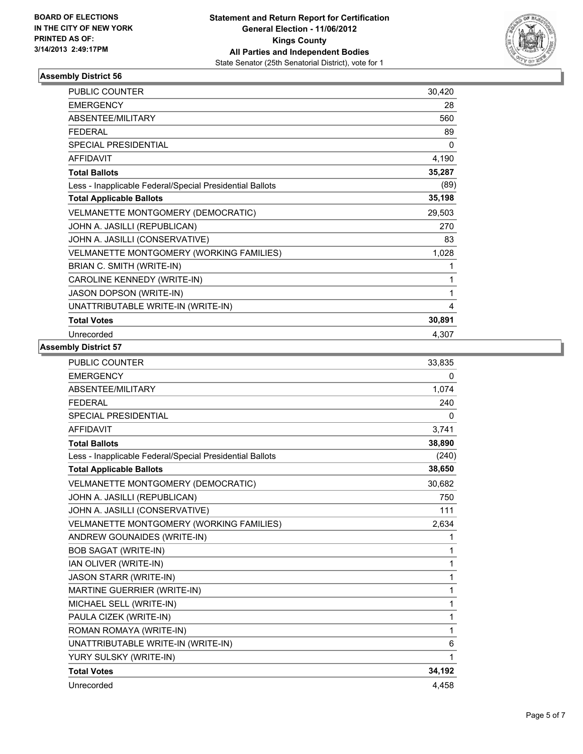BOARD OF ELECTIONS
IN THE CITY OF NEW YORK
PRINTED AS OF:
3/14/2013 2:49:17PM

**Statement and Return Report for Certification**
**General Election - 11/06/2012**
**Kings County**
**All Parties and Independent Bodies**
State Senator (25th Senatorial District), vote for 1

## Assembly District 56

| | |
|---|---|
| PUBLIC COUNTER | 30,420 |
| EMERGENCY | 28 |
| ABSENTEE/MILITARY | 560 |
| FEDERAL | 89 |
| SPECIAL PRESIDENTIAL | 0 |
| AFFIDAVIT | 4,190 |
| **Total Ballots** | **35,287** |
| Less - Inapplicable Federal/Special Presidential Ballots | (89) |
| **Total Applicable Ballots** | **35,198** |
| VELMANETTE MONTGOMERY (DEMOCRATIC) | 29,503 |
| JOHN A. JASILLI (REPUBLICAN) | 270 |
| JOHN A. JASILLI (CONSERVATIVE) | 83 |
| VELMANETTE MONTGOMERY (WORKING FAMILIES) | 1,028 |
| BRIAN C. SMITH (WRITE-IN) | 1 |
| CAROLINE KENNEDY (WRITE-IN) | 1 |
| JASON DOPSON (WRITE-IN) | 1 |
| UNATTRIBUTABLE WRITE-IN (WRITE-IN) | 4 |
| **Total Votes** | **30,891** |
| Unrecorded | 4,307 |

## Assembly District 57

| | |
|---|---|
| PUBLIC COUNTER | 33,835 |
| EMERGENCY | 0 |
| ABSENTEE/MILITARY | 1,074 |
| FEDERAL | 240 |
| SPECIAL PRESIDENTIAL | 0 |
| AFFIDAVIT | 3,741 |
| **Total Ballots** | **38,890** |
| Less - Inapplicable Federal/Special Presidential Ballots | (240) |
| **Total Applicable Ballots** | **38,650** |
| VELMANETTE MONTGOMERY (DEMOCRATIC) | 30,682 |
| JOHN A. JASILLI (REPUBLICAN) | 750 |
| JOHN A. JASILLI (CONSERVATIVE) | 111 |
| VELMANETTE MONTGOMERY (WORKING FAMILIES) | 2,634 |
| ANDREW GOUNAIDES (WRITE-IN) | 1 |
| BOB SAGAT (WRITE-IN) | 1 |
| IAN OLIVER (WRITE-IN) | 1 |
| JASON STARR (WRITE-IN) | 1 |
| MARTINE GUERRIER (WRITE-IN) | 1 |
| MICHAEL SELL (WRITE-IN) | 1 |
| PAULA CIZEK (WRITE-IN) | 1 |
| ROMAN ROMAYA (WRITE-IN) | 1 |
| UNATTRIBUTABLE WRITE-IN (WRITE-IN) | 6 |
| YURY SULSKY (WRITE-IN) | 1 |
| **Total Votes** | **34,192** |
| Unrecorded | 4,458 |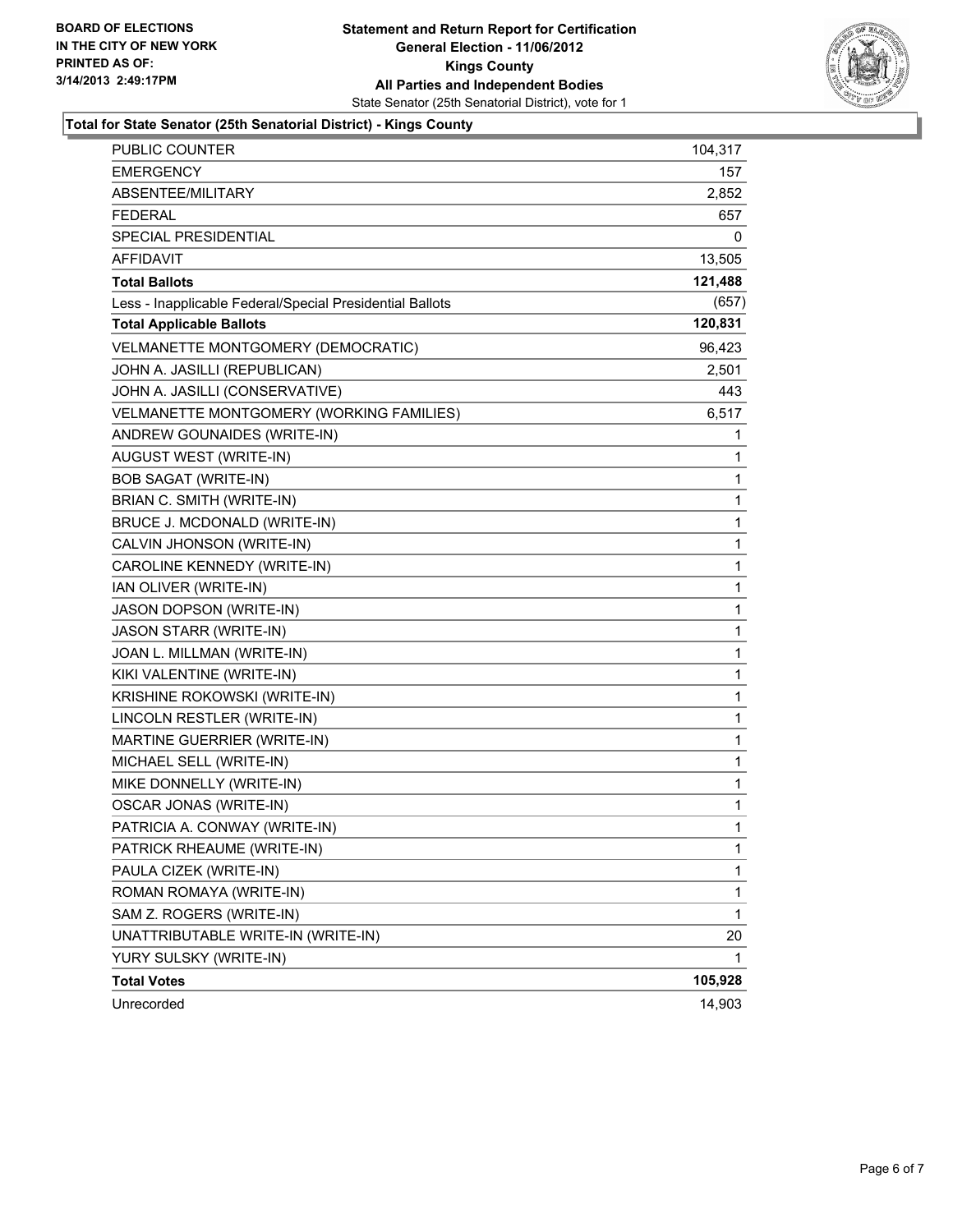**BOARD OF ELECTIONS IN THE CITY OF NEW YORK**
**PRINTED AS OF: 3/14/2013 2:49:17PM**

**Statement and Return Report for Certification**
**General Election - 11/06/2012**
**Kings County**
**All Parties and Independent Bodies**
State Senator (25th Senatorial District), vote for 1

### Total for State Senator (25th Senatorial District) - Kings County

| | |
|---|---|
| PUBLIC COUNTER | 104,317 |
| EMERGENCY | 157 |
| ABSENTEE/MILITARY | 2,852 |
| FEDERAL | 657 |
| SPECIAL PRESIDENTIAL | 0 |
| AFFIDAVIT | 13,505 |
| **Total Ballots** | **121,488** |
| Less - Inapplicable Federal/Special Presidential Ballots | (657) |
| **Total Applicable Ballots** | **120,831** |
| VELMANETTE MONTGOMERY (DEMOCRATIC) | 96,423 |
| JOHN A. JASILLI (REPUBLICAN) | 2,501 |
| JOHN A. JASILLI (CONSERVATIVE) | 443 |
| VELMANETTE MONTGOMERY (WORKING FAMILIES) | 6,517 |
| ANDREW GOUNAIDES (WRITE-IN) | 1 |
| AUGUST WEST (WRITE-IN) | 1 |
| BOB SAGAT (WRITE-IN) | 1 |
| BRIAN C. SMITH (WRITE-IN) | 1 |
| BRUCE J. MCDONALD (WRITE-IN) | 1 |
| CALVIN JHONSON (WRITE-IN) | 1 |
| CAROLINE KENNEDY (WRITE-IN) | 1 |
| IAN OLIVER (WRITE-IN) | 1 |
| JASON DOPSON (WRITE-IN) | 1 |
| JASON STARR (WRITE-IN) | 1 |
| JOAN L. MILLMAN (WRITE-IN) | 1 |
| KIKI VALENTINE (WRITE-IN) | 1 |
| KRISHINE ROKOWSKI (WRITE-IN) | 1 |
| LINCOLN RESTLER (WRITE-IN) | 1 |
| MARTINE GUERRIER (WRITE-IN) | 1 |
| MICHAEL SELL (WRITE-IN) | 1 |
| MIKE DONNELLY (WRITE-IN) | 1 |
| OSCAR JONAS (WRITE-IN) | 1 |
| PATRICIA A. CONWAY (WRITE-IN) | 1 |
| PATRICK RHEAUME (WRITE-IN) | 1 |
| PAULA CIZEK (WRITE-IN) | 1 |
| ROMAN ROMAYA (WRITE-IN) | 1 |
| SAM Z. ROGERS (WRITE-IN) | 1 |
| UNATTRIBUTABLE WRITE-IN (WRITE-IN) | 20 |
| YURY SULSKY (WRITE-IN) | 1 |
| **Total Votes** | **105,928** |
| Unrecorded | 14,903 |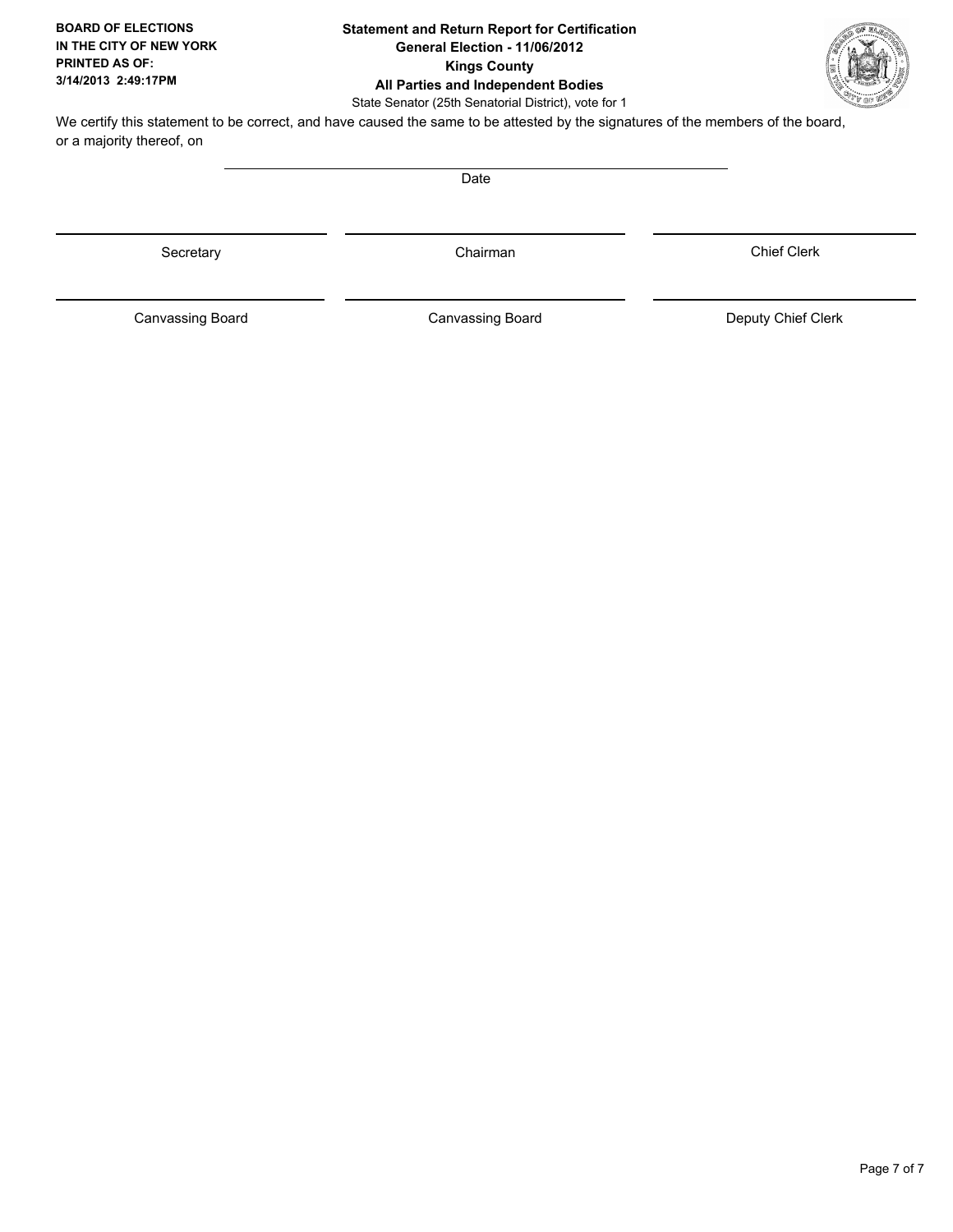BOARD OF ELECTIONS
IN THE CITY OF NEW YORK
PRINTED AS OF:
3/14/2013 2:49:17PM

**Statement and Return Report for Certification**
**General Election - 11/06/2012**
**Kings County**
**All Parties and Independent Bodies**
State Senator (25th Senatorial District), vote for 1

We certify this statement to be correct, and have caused the same to be attested by the signatures of the members of the board, or a majority thereof, on

Date

| | | |
|---|---|---|
| Secretary | Chairman | Chief Clerk |
| Canvassing Board | Canvassing Board | Deputy Chief Clerk |